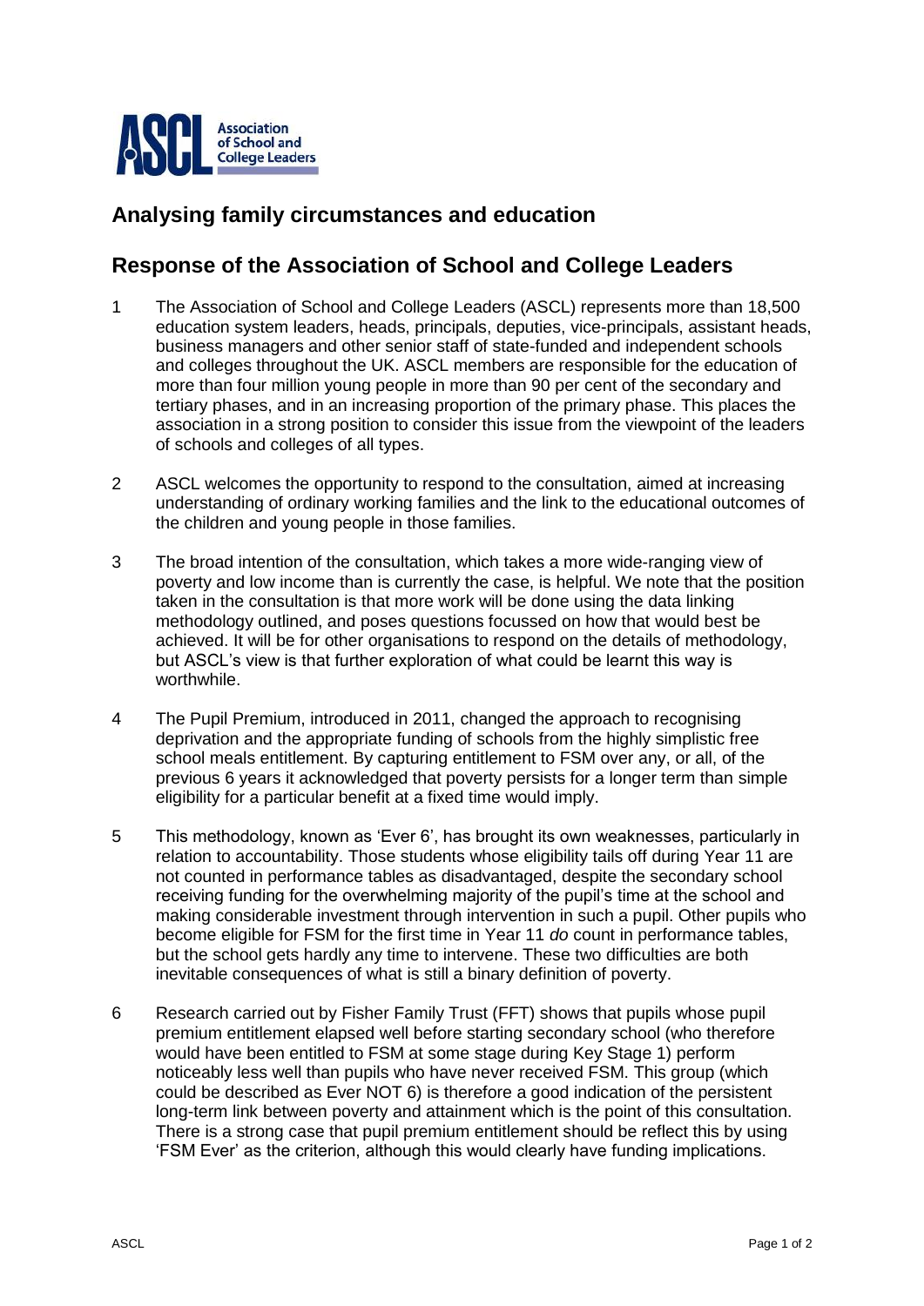## Analysing family circumstances and education

## Response of the Association of School and College Leaders

1. The Association of School and College Leaders (ASCL) represents more than 18,500 education system leaders, heads, principals, deputies, vice-principals, assistant heads, business managers and other senior staff of state-funded and independent schools and colleges throughout the UK. ASCL members are responsible for the education of more than four million young people in more than 90 per cent of the secondary and tertiary phases, and in an increasing proportion of the primary phase. This places the association in a strong position to consider this issue from the viewpoint of the leaders of schools and colleges of all types.

2. ASCL welcomes the opportunity to respond to the consultation, aimed at increasing understanding of ordinary working families and the link to the educational outcomes of the children and young people in those families.

3. The broad intention of the consultation, which takes a more wide-ranging view of poverty and low income than is currently the case, is helpful. We note that the position taken in the consultation is that more work will be done using the data linking methodology outlined, and poses questions focussed on how that would best be achieved. It will be for other organisations to respond on the details of methodology, but ASCL's view is that further exploration of what could be learnt this way is worthwhile.

4. The Pupil Premium, introduced in 2011, changed the approach to recognising deprivation and the appropriate funding of schools from the highly simplistic free school meals entitlement. By capturing entitlement to FSM over any, or all, of the previous 6 years it acknowledged that poverty persists for a longer term than simple eligibility for a particular benefit at a fixed time would imply.

5. This methodology, known as 'Ever 6', has brought its own weaknesses, particularly in relation to accountability. Those students whose eligibility tails off during Year 11 are not counted in performance tables as disadvantaged, despite the secondary school receiving funding for the overwhelming majority of the pupil's time at the school and making considerable investment through intervention in such a pupil. Other pupils who become eligible for FSM for the first time in Year 11 *do* count in performance tables, but the school gets hardly any time to intervene. These two difficulties are both inevitable consequences of what is still a binary definition of poverty.

6. Research carried out by Fisher Family Trust (FFT) shows that pupils whose pupil premium entitlement elapsed well before starting secondary school (who therefore would have been entitled to FSM at some stage during Key Stage 1) perform noticeably less well than pupils who have never received FSM. This group (which could be described as Ever NOT 6) is therefore a good indication of the persistent long-term link between poverty and attainment which is the point of this consultation. There is a strong case that pupil premium entitlement should be reflect this by using 'FSM Ever' as the criterion, although this would clearly have funding implications.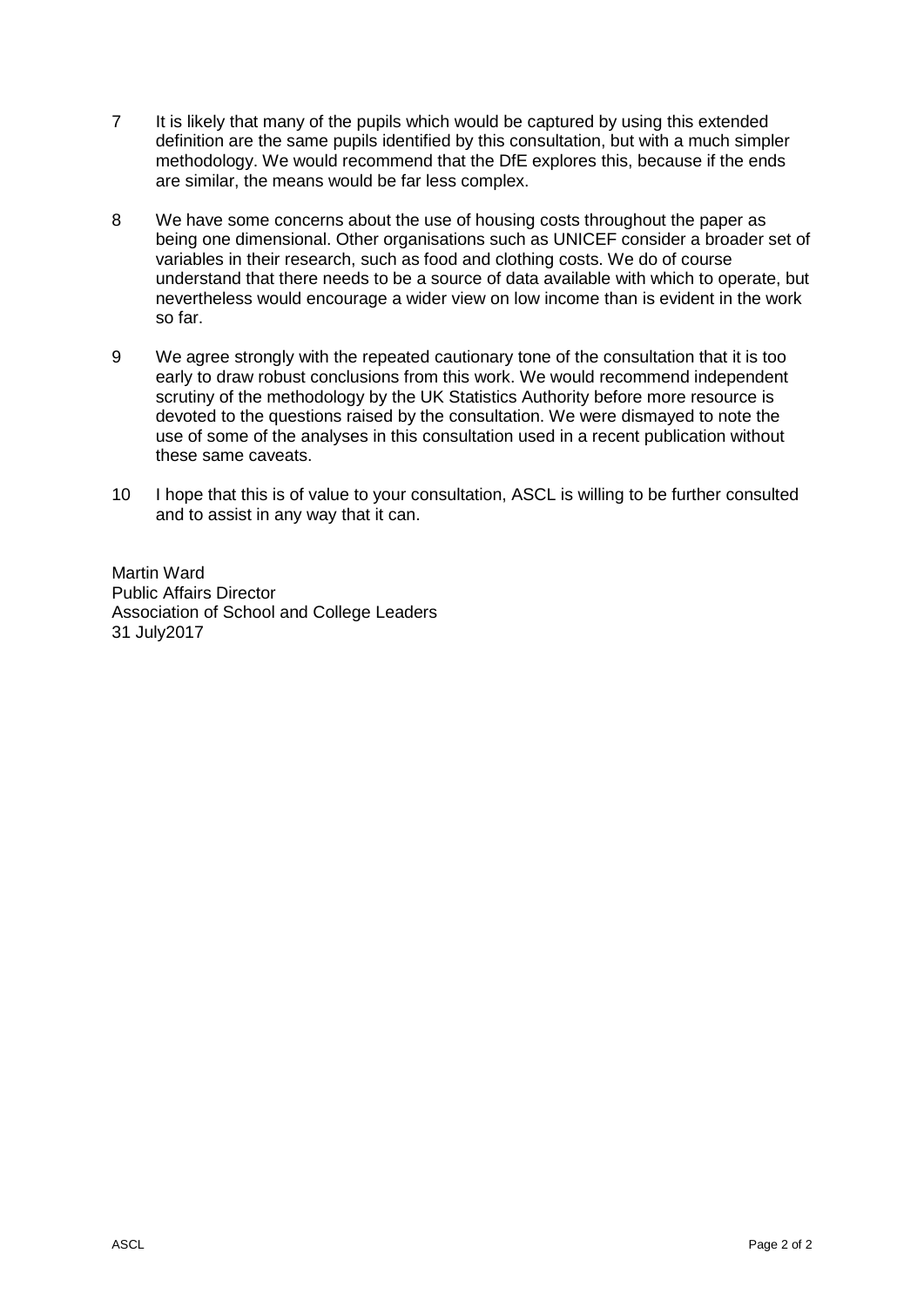7 It is likely that many of the pupils which would be captured by using this extended definition are the same pupils identified by this consultation, but with a much simpler methodology. We would recommend that the DfE explores this, because if the ends are similar, the means would be far less complex.

8 We have some concerns about the use of housing costs throughout the paper as being one dimensional. Other organisations such as UNICEF consider a broader set of variables in their research, such as food and clothing costs. We do of course understand that there needs to be a source of data available with which to operate, but nevertheless would encourage a wider view on low income than is evident in the work so far.

9 We agree strongly with the repeated cautionary tone of the consultation that it is too early to draw robust conclusions from this work. We would recommend independent scrutiny of the methodology by the UK Statistics Authority before more resource is devoted to the questions raised by the consultation. We were dismayed to note the use of some of the analyses in this consultation used in a recent publication without these same caveats.

10 I hope that this is of value to your consultation, ASCL is willing to be further consulted and to assist in any way that it can.

Martin Ward
Public Affairs Director
Association of School and College Leaders
31 July2017